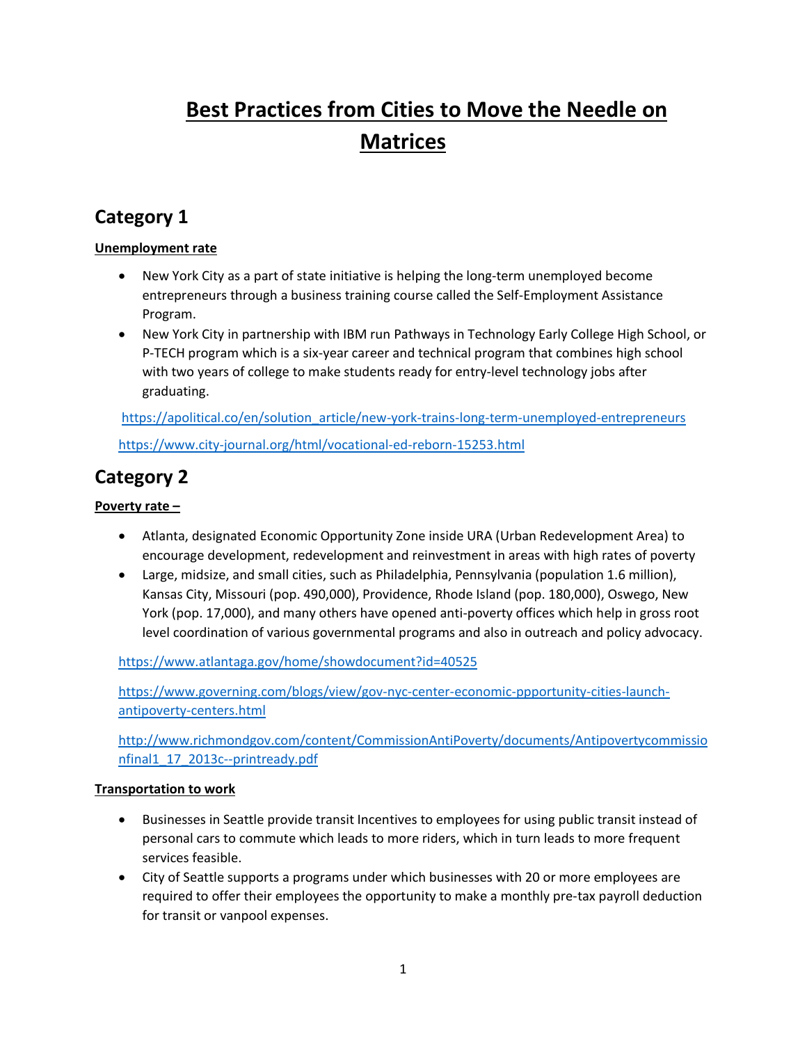# Best Practices from Cities to Move the Needle on Matrices

## Category 1

**Unemployment rate**

- New York City as a part of state initiative is helping the long-term unemployed become entrepreneurs through a business training course called the Self-Employment Assistance Program.
- New York City in partnership with IBM run Pathways in Technology Early College High School, or P-TECH program which is a six-year career and technical program that combines high school with two years of college to make students ready for entry-level technology jobs after graduating.

https://apolitical.co/en/solution_article/new-york-trains-long-term-unemployed-entrepreneurs

https://www.city-journal.org/html/vocational-ed-reborn-15253.html

## Category 2

**Poverty rate –**

- Atlanta, designated Economic Opportunity Zone inside URA (Urban Redevelopment Area) to encourage development, redevelopment and reinvestment in areas with high rates of poverty
- Large, midsize, and small cities, such as Philadelphia, Pennsylvania (population 1.6 million), Kansas City, Missouri (pop. 490,000), Providence, Rhode Island (pop. 180,000), Oswego, New York (pop. 17,000), and many others have opened anti-poverty offices which help in gross root level coordination of various governmental programs and also in outreach and policy advocacy.

https://www.atlantaga.gov/home/showdocument?id=40525

https://www.governing.com/blogs/view/gov-nyc-center-economic-ppportunity-cities-launch-antipoverty-centers.html

http://www.richmondgov.com/content/CommissionAntiPoverty/documents/Antipovertycommissionfinal1_17_2013c--printready.pdf

**Transportation to work**

- Businesses in Seattle provide transit Incentives to employees for using public transit instead of personal cars to commute which leads to more riders, which in turn leads to more frequent services feasible.
- City of Seattle supports a programs under which businesses with 20 or more employees are required to offer their employees the opportunity to make a monthly pre-tax payroll deduction for transit or vanpool expenses.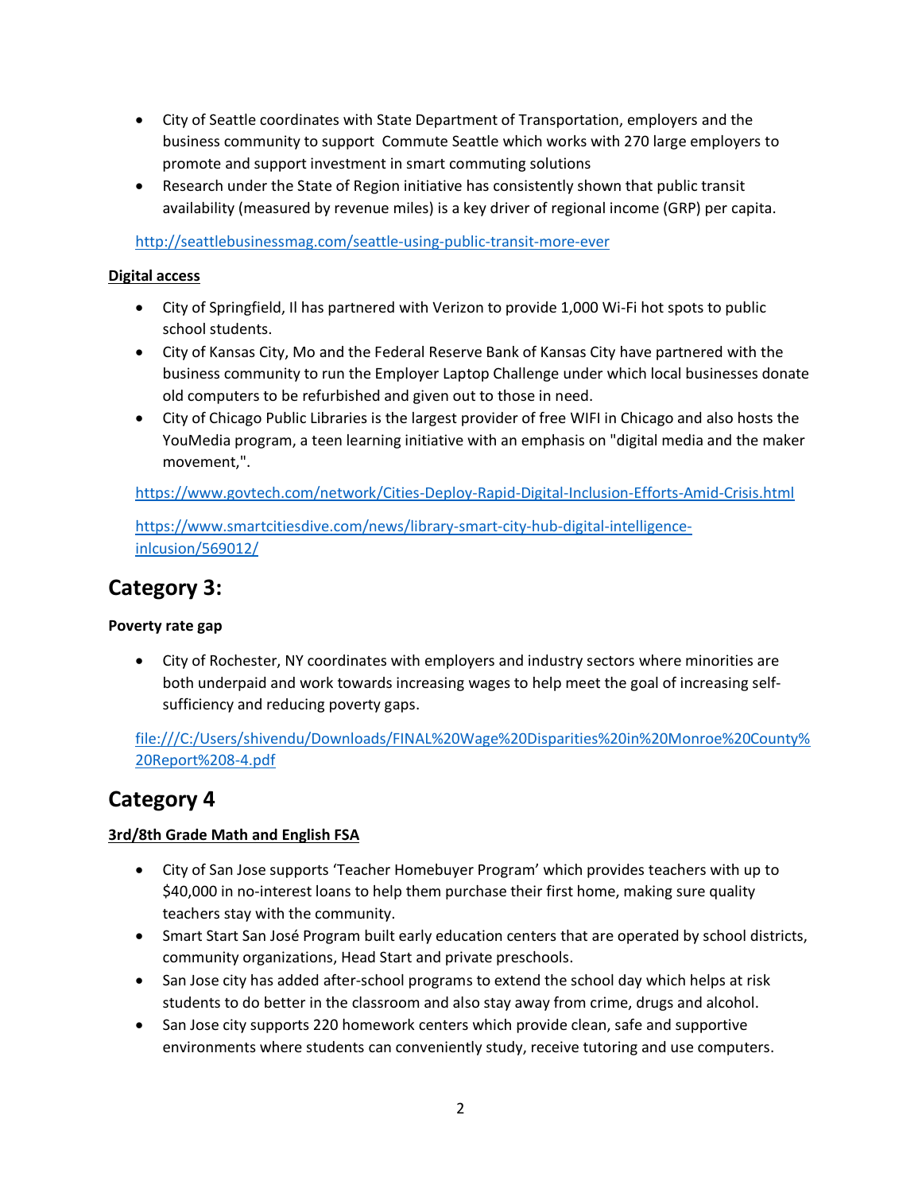- City of Seattle coordinates with State Department of Transportation, employers and the business community to support Commute Seattle which works with 270 large employers to promote and support investment in smart commuting solutions
- Research under the State of Region initiative has consistently shown that public transit availability (measured by revenue miles) is a key driver of regional income (GRP) per capita.

http://seattlebusinessmag.com/seattle-using-public-transit-more-ever

**Digital access**

- City of Springfield, Il has partnered with Verizon to provide 1,000 Wi-Fi hot spots to public school students.
- City of Kansas City, Mo and the Federal Reserve Bank of Kansas City have partnered with the business community to run the Employer Laptop Challenge under which local businesses donate old computers to be refurbished and given out to those in need.
- City of Chicago Public Libraries is the largest provider of free WIFI in Chicago and also hosts the YouMedia program, a teen learning initiative with an emphasis on "digital media and the maker movement,".

https://www.govtech.com/network/Cities-Deploy-Rapid-Digital-Inclusion-Efforts-Amid-Crisis.html

https://www.smartcitiesdive.com/news/library-smart-city-hub-digital-intelligence-inlcusion/569012/

## Category 3:

**Poverty rate gap**

- City of Rochester, NY coordinates with employers and industry sectors where minorities are both underpaid and work towards increasing wages to help meet the goal of increasing self-sufficiency and reducing poverty gaps.

file:///C:/Users/shivendu/Downloads/FINAL%20Wage%20Disparities%20in%20Monroe%20County%20Report%208-4.pdf

## Category 4

**3rd/8th Grade Math and English FSA**

- City of San Jose supports 'Teacher Homebuyer Program' which provides teachers with up to $40,000 in no-interest loans to help them purchase their first home, making sure quality teachers stay with the community.
- Smart Start San José Program built early education centers that are operated by school districts, community organizations, Head Start and private preschools.
- San Jose city has added after-school programs to extend the school day which helps at risk students to do better in the classroom and also stay away from crime, drugs and alcohol.
- San Jose city supports 220 homework centers which provide clean, safe and supportive environments where students can conveniently study, receive tutoring and use computers.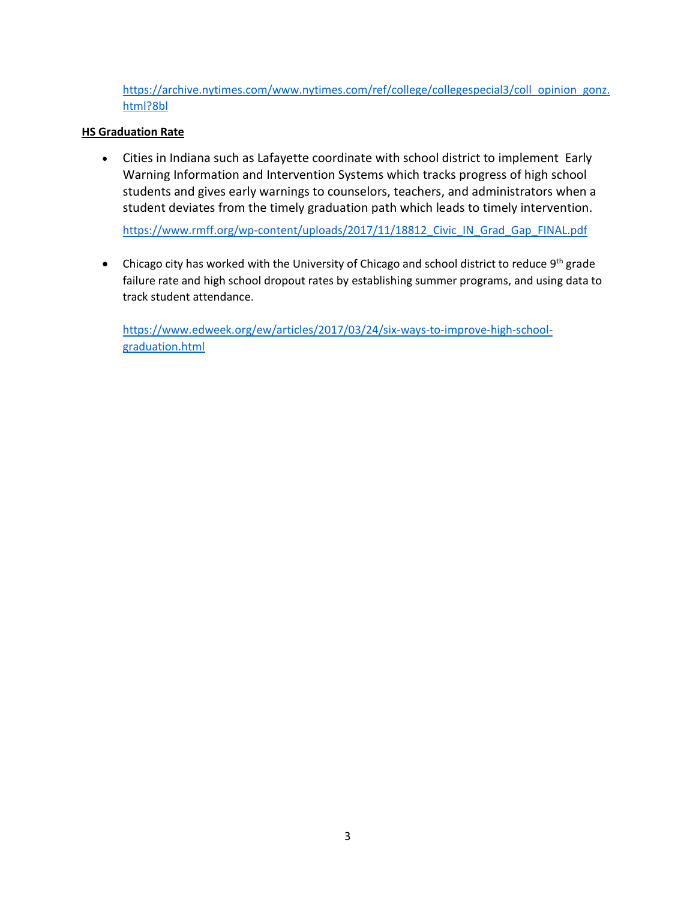https://archive.nytimes.com/www.nytimes.com/ref/college/collegespecial3/coll_opinion_gonz.html?8bl

**HS Graduation Rate**

- Cities in Indiana such as Lafayette coordinate with school district to implement Early Warning Information and Intervention Systems which tracks progress of high school students and gives early warnings to counselors, teachers, and administrators when a student deviates from the timely graduation path which leads to timely intervention.

  https://www.rmff.org/wp-content/uploads/2017/11/18812_Civic_IN_Grad_Gap_FINAL.pdf

- Chicago city has worked with the University of Chicago and school district to reduce 9th grade failure rate and high school dropout rates by establishing summer programs, and using data to track student attendance.

  https://www.edweek.org/ew/articles/2017/03/24/six-ways-to-improve-high-school-graduation.html